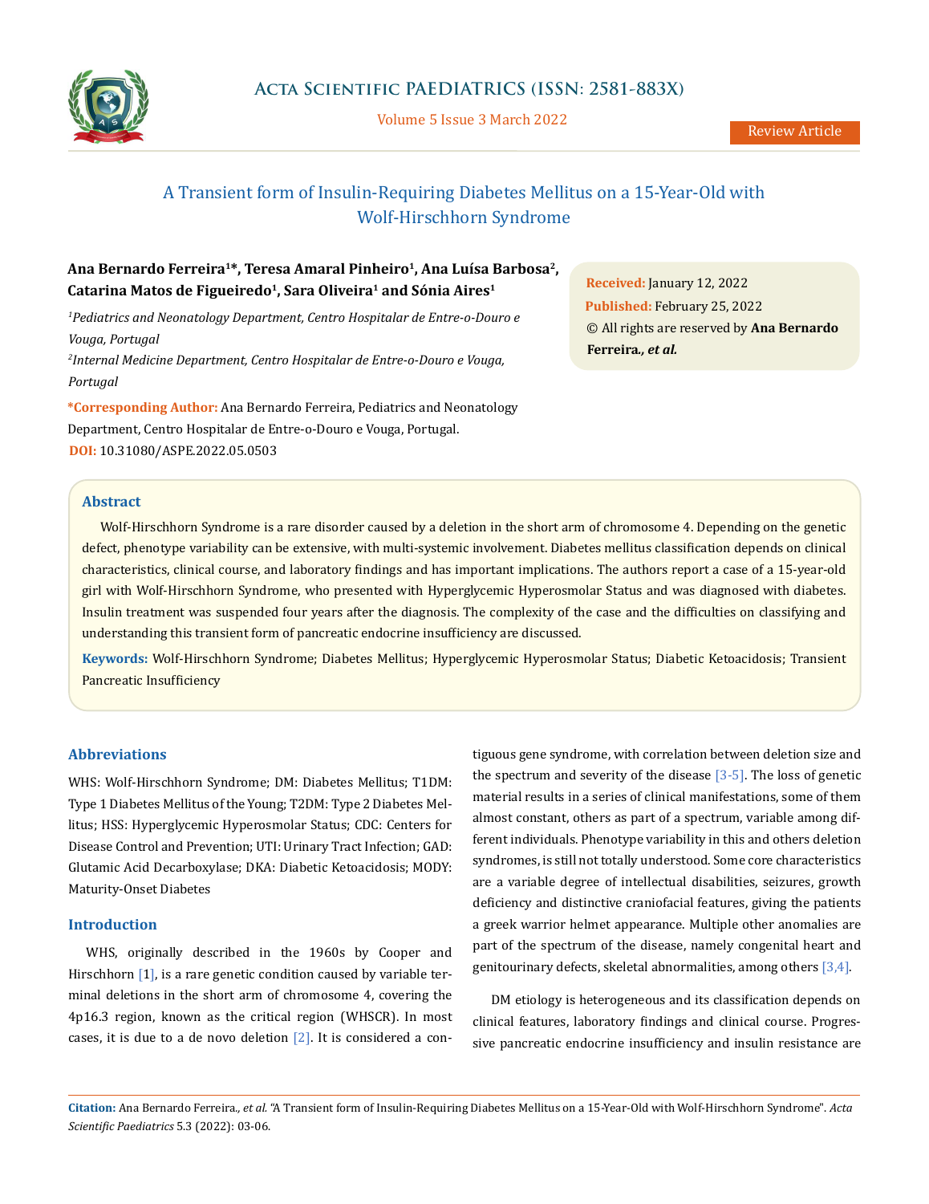Review Article

# A Transient form of Insulin-Requiring Diabetes Mellitus on a 15-Year-Old with Wolf-Hirschhorn Syndrome

**Ana Bernardo Ferreira[1]\*, Teresa Amaral Pinheiro[1], Ana Luísa Barbosa[2], Catarina Matos de Figueiredo[1], Sara Oliveira[1] and Sónia Aires[1]**

[1]*Pediatrics and Neonatology Department, Centro Hospitalar de Entre-o-Douro e Vouga, Portugal*

[2]*Internal Medicine Department, Centro Hospitalar de Entre-o-Douro e Vouga, Portugal*

**\*Corresponding Author:** Ana Bernardo Ferreira, Pediatrics and Neonatology Department, Centro Hospitalar de Entre-o-Douro e Vouga, Portugal.

**DOI:** 10.31080/ASPE.2022.05.0503

**Received:** January 12, 2022
**Published:** February 25, 2022
© All rights are reserved by **Ana Bernardo Ferreira*., et al.***

## Abstract

Wolf-Hirschhorn Syndrome is a rare disorder caused by a deletion in the short arm of chromosome 4. Depending on the genetic defect, phenotype variability can be extensive, with multi-systemic involvement. Diabetes mellitus classification depends on clinical characteristics, clinical course, and laboratory findings and has important implications. The authors report a case of a 15-year-old girl with Wolf-Hirschhorn Syndrome, who presented with Hyperglycemic Hyperosmolar Status and was diagnosed with diabetes. Insulin treatment was suspended four years after the diagnosis. The complexity of the case and the difficulties on classifying and understanding this transient form of pancreatic endocrine insufficiency are discussed.

**Keywords:** Wolf-Hirschhorn Syndrome; Diabetes Mellitus; Hyperglycemic Hyperosmolar Status; Diabetic Ketoacidosis; Transient Pancreatic Insufficiency

## Abbreviations

WHS: Wolf-Hirschhorn Syndrome; DM: Diabetes Mellitus; T1DM: Type 1 Diabetes Mellitus of the Young; T2DM: Type 2 Diabetes Mellitus; HSS: Hyperglycemic Hyperosmolar Status; CDC: Centers for Disease Control and Prevention; UTI: Urinary Tract Infection; GAD: Glutamic Acid Decarboxylase; DKA: Diabetic Ketoacidosis; MODY: Maturity-Onset Diabetes

## Introduction

WHS, originally described in the 1960s by Cooper and Hirschhorn [1], is a rare genetic condition caused by variable terminal deletions in the short arm of chromosome 4, covering the 4p16.3 region, known as the critical region (WHSCR). In most cases, it is due to a de novo deletion [2]. It is considered a contiguous gene syndrome, with correlation between deletion size and the spectrum and severity of the disease [3-5]. The loss of genetic material results in a series of clinical manifestations, some of them almost constant, others as part of a spectrum, variable among different individuals. Phenotype variability in this and others deletion syndromes, is still not totally understood. Some core characteristics are a variable degree of intellectual disabilities, seizures, growth deficiency and distinctive craniofacial features, giving the patients a greek warrior helmet appearance. Multiple other anomalies are part of the spectrum of the disease, namely congenital heart and genitourinary defects, skeletal abnormalities, among others [3,4].

DM etiology is heterogeneous and its classification depends on clinical features, laboratory findings and clinical course. Progressive pancreatic endocrine insufficiency and insulin resistance are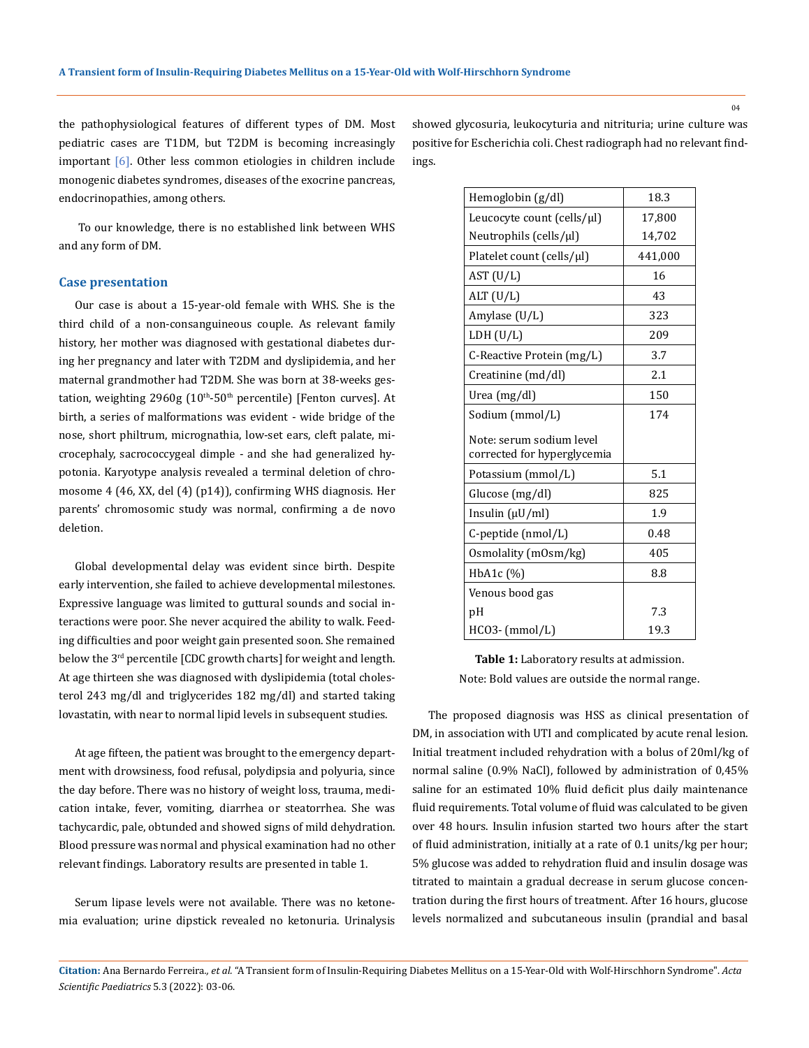the pathophysiological features of different types of DM. Most pediatric cases are T1DM, but T2DM is becoming increasingly important [6]. Other less common etiologies in children include monogenic diabetes syndromes, diseases of the exocrine pancreas, endocrinopathies, among others.

To our knowledge, there is no established link between WHS and any form of DM.

## Case presentation

Our case is about a 15-year-old female with WHS. She is the third child of a non-consanguineous couple. As relevant family history, her mother was diagnosed with gestational diabetes during her pregnancy and later with T2DM and dyslipidemia, and her maternal grandmother had T2DM. She was born at 38-weeks gestation, weighting 2960g (10th-50th percentile) [Fenton curves]. At birth, a series of malformations was evident - wide bridge of the nose, short philtrum, micrognathia, low-set ears, cleft palate, microcephaly, sacrococcygeal dimple - and she had generalized hypotonia. Karyotype analysis revealed a terminal deletion of chromosome 4 (46, XX, del (4) (p14)), confirming WHS diagnosis. Her parents' chromosomic study was normal, confirming a de novo deletion.

Global developmental delay was evident since birth. Despite early intervention, she failed to achieve developmental milestones. Expressive language was limited to guttural sounds and social interactions were poor. She never acquired the ability to walk. Feeding difficulties and poor weight gain presented soon. She remained below the 3rd percentile [CDC growth charts] for weight and length. At age thirteen she was diagnosed with dyslipidemia (total cholesterol 243 mg/dl and triglycerides 182 mg/dl) and started taking lovastatin, with near to normal lipid levels in subsequent studies.

At age fifteen, the patient was brought to the emergency department with drowsiness, food refusal, polydipsia and polyuria, since the day before. There was no history of weight loss, trauma, medication intake, fever, vomiting, diarrhea or steatorrhea. She was tachycardic, pale, obtunded and showed signs of mild dehydration. Blood pressure was normal and physical examination had no other relevant findings. Laboratory results are presented in table 1.

Serum lipase levels were not available. There was no ketonemia evaluation; urine dipstick revealed no ketonuria. Urinalysis showed glycosuria, leukocyturia and nitrituria; urine culture was positive for Escherichia coli. Chest radiograph had no relevant findings.

| | |
|---|---|
| Hemoglobin (g/dl) | 18.3 |
| Leucocyte count (cells/µl) | 17,800 |
| Neutrophils (cells/µl) | 14,702 |
| Platelet count (cells/µl) | 441,000 |
| AST (U/L) | 16 |
| ALT (U/L) | 43 |
| Amylase (U/L) | 323 |
| LDH (U/L) | 209 |
| C-Reactive Protein (mg/L) | 3.7 |
| Creatinine (md/dl) | 2.1 |
| Urea (mg/dl) | 150 |
| Sodium (mmol/L)<br><br>Note: serum sodium level corrected for hyperglycemia | 174 |
| Potassium (mmol/L) | 5.1 |
| Glucose (mg/dl) | 825 |
| Insulin (µU/ml) | 1.9 |
| C-peptide (nmol/L) | 0.48 |
| Osmolality (mOsm/kg) | 405 |
| HbA1c (%) | 8.8 |
| Venous bood gas | |
| pH | 7.3 |
| HCO3- (mmol/L) | 19.3 |

**Table 1:** Laboratory results at admission.
Note: Bold values are outside the normal range.

The proposed diagnosis was HSS as clinical presentation of DM, in association with UTI and complicated by acute renal lesion. Initial treatment included rehydration with a bolus of 20ml/kg of normal saline (0.9% NaCl), followed by administration of 0,45% saline for an estimated 10% fluid deficit plus daily maintenance fluid requirements. Total volume of fluid was calculated to be given over 48 hours. Insulin infusion started two hours after the start of fluid administration, initially at a rate of 0.1 units/kg per hour; 5% glucose was added to rehydration fluid and insulin dosage was titrated to maintain a gradual decrease in serum glucose concentration during the first hours of treatment. After 16 hours, glucose levels normalized and subcutaneous insulin (prandial and basal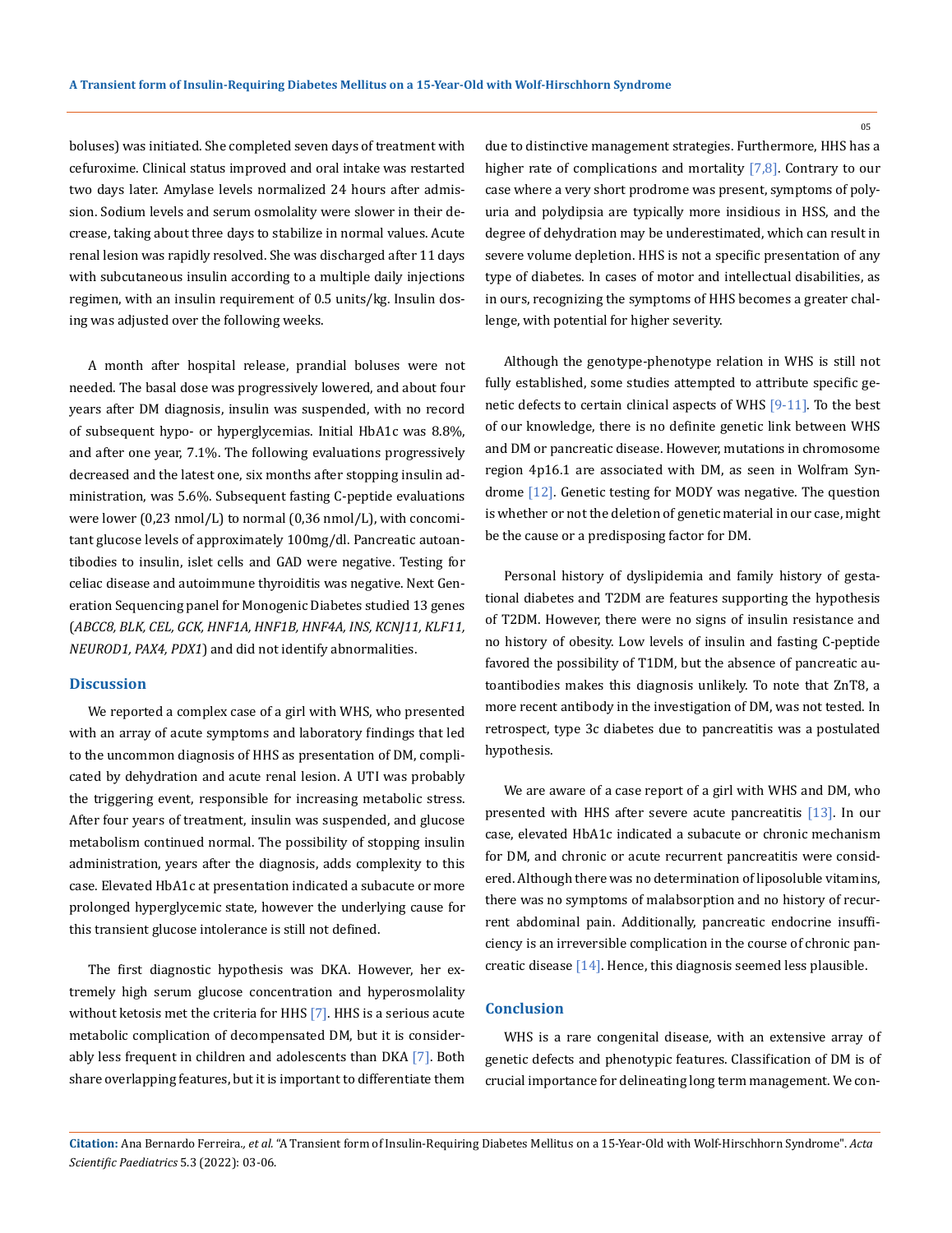boluses) was initiated. She completed seven days of treatment with cefuroxime. Clinical status improved and oral intake was restarted two days later. Amylase levels normalized 24 hours after admission. Sodium levels and serum osmolality were slower in their decrease, taking about three days to stabilize in normal values. Acute renal lesion was rapidly resolved. She was discharged after 11 days with subcutaneous insulin according to a multiple daily injections regimen, with an insulin requirement of 0.5 units/kg. Insulin dosing was adjusted over the following weeks.

A month after hospital release, prandial boluses were not needed. The basal dose was progressively lowered, and about four years after DM diagnosis, insulin was suspended, with no record of subsequent hypo- or hyperglycemias. Initial HbA1c was 8.8%, and after one year, 7.1%. The following evaluations progressively decreased and the latest one, six months after stopping insulin administration, was 5.6%. Subsequent fasting C-peptide evaluations were lower (0,23 nmol/L) to normal (0,36 nmol/L), with concomitant glucose levels of approximately 100mg/dl. Pancreatic autoantibodies to insulin, islet cells and GAD were negative. Testing for celiac disease and autoimmune thyroiditis was negative. Next Generation Sequencing panel for Monogenic Diabetes studied 13 genes (*ABCC8, BLK, CEL, GCK, HNF1A, HNF1B, HNF4A, INS, KCNJ11, KLF11, NEUROD1, PAX4, PDX1*) and did not identify abnormalities.

## Discussion

We reported a complex case of a girl with WHS, who presented with an array of acute symptoms and laboratory findings that led to the uncommon diagnosis of HHS as presentation of DM, complicated by dehydration and acute renal lesion. A UTI was probably the triggering event, responsible for increasing metabolic stress. After four years of treatment, insulin was suspended, and glucose metabolism continued normal. The possibility of stopping insulin administration, years after the diagnosis, adds complexity to this case. Elevated HbA1c at presentation indicated a subacute or more prolonged hyperglycemic state, however the underlying cause for this transient glucose intolerance is still not defined.

The first diagnostic hypothesis was DKA. However, her extremely high serum glucose concentration and hyperosmolality without ketosis met the criteria for HHS [7]. HHS is a serious acute metabolic complication of decompensated DM, but it is considerably less frequent in children and adolescents than DKA [7]. Both share overlapping features, but it is important to differentiate them due to distinctive management strategies. Furthermore, HHS has a higher rate of complications and mortality [7,8]. Contrary to our case where a very short prodrome was present, symptoms of polyuria and polydipsia are typically more insidious in HSS, and the degree of dehydration may be underestimated, which can result in severe volume depletion. HHS is not a specific presentation of any type of diabetes. In cases of motor and intellectual disabilities, as in ours, recognizing the symptoms of HHS becomes a greater challenge, with potential for higher severity.

Although the genotype-phenotype relation in WHS is still not fully established, some studies attempted to attribute specific genetic defects to certain clinical aspects of WHS [9-11]. To the best of our knowledge, there is no definite genetic link between WHS and DM or pancreatic disease. However, mutations in chromosome region 4p16.1 are associated with DM, as seen in Wolfram Syndrome [12]. Genetic testing for MODY was negative. The question is whether or not the deletion of genetic material in our case, might be the cause or a predisposing factor for DM.

Personal history of dyslipidemia and family history of gestational diabetes and T2DM are features supporting the hypothesis of T2DM. However, there were no signs of insulin resistance and no history of obesity. Low levels of insulin and fasting C-peptide favored the possibility of T1DM, but the absence of pancreatic autoantibodies makes this diagnosis unlikely. To note that ZnT8, a more recent antibody in the investigation of DM, was not tested. In retrospect, type 3c diabetes due to pancreatitis was a postulated hypothesis.

We are aware of a case report of a girl with WHS and DM, who presented with HHS after severe acute pancreatitis [13]. In our case, elevated HbA1c indicated a subacute or chronic mechanism for DM, and chronic or acute recurrent pancreatitis were considered. Although there was no determination of liposoluble vitamins, there was no symptoms of malabsorption and no history of recurrent abdominal pain. Additionally, pancreatic endocrine insufficiency is an irreversible complication in the course of chronic pancreatic disease [14]. Hence, this diagnosis seemed less plausible.

## Conclusion

WHS is a rare congenital disease, with an extensive array of genetic defects and phenotypic features. Classification of DM is of crucial importance for delineating long term management. We con-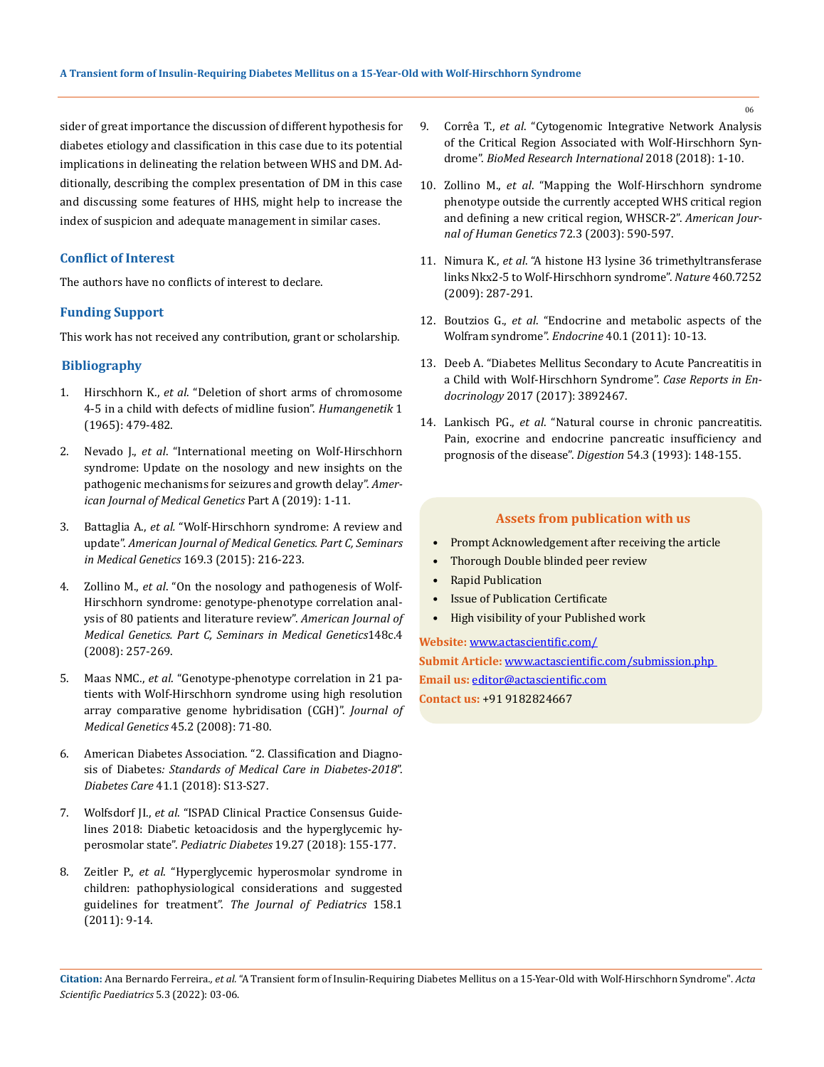sider of great importance the discussion of different hypothesis for diabetes etiology and classification in this case due to its potential implications in delineating the relation between WHS and DM. Additionally, describing the complex presentation of DM in this case and discussing some features of HHS, might help to increase the index of suspicion and adequate management in similar cases.

## Conflict of Interest

The authors have no conflicts of interest to declare.

## Funding Support

This work has not received any contribution, grant or scholarship.

## Bibliography

1. Hirschhorn K., *et al*. "Deletion of short arms of chromosome 4-5 in a child with defects of midline fusion". *Humangenetik* 1 (1965): 479-482.
2. Nevado J., *et al*. "International meeting on Wolf-Hirschhorn syndrome: Update on the nosology and new insights on the pathogenic mechanisms for seizures and growth delay". *American Journal of Medical Genetics* Part A (2019): 1-11.
3. Battaglia A., *et al.* "Wolf-Hirschhorn syndrome: A review and update". *American Journal of Medical Genetics. Part C, Seminars in Medical Genetics* 169.3 (2015): 216-223.
4. Zollino M., *et al*. "On the nosology and pathogenesis of Wolf-Hirschhorn syndrome: genotype-phenotype correlation analysis of 80 patients and literature review". *American Journal of Medical Genetics. Part C, Seminars in Medical Genetics*148c.4 (2008): 257-269.
5. Maas NMC., *et al*. "Genotype-phenotype correlation in 21 patients with Wolf-Hirschhorn syndrome using high resolution array comparative genome hybridisation (CGH)". *Journal of Medical Genetics* 45.2 (2008): 71-80.
6. American Diabetes Association. "2. Classification and Diagnosis of Diabetes*: Standards of Medical Care in Diabetes-2018*". *Diabetes Care* 41.1 (2018): S13-S27.
7. Wolfsdorf JI., *et al*. "ISPAD Clinical Practice Consensus Guidelines 2018: Diabetic ketoacidosis and the hyperglycemic hyperosmolar state". *Pediatric Diabetes* 19.27 (2018): 155-177.
8. Zeitler P., *et al*. "Hyperglycemic hyperosmolar syndrome in children: pathophysiological considerations and suggested guidelines for treatment". *The Journal of Pediatrics* 158.1 (2011): 9-14.
9. Corrêa T., *et al*. "Cytogenomic Integrative Network Analysis of the Critical Region Associated with Wolf-Hirschhorn Syndrome". *BioMed Research International* 2018 (2018): 1-10.
10. Zollino M., *et al*. "Mapping the Wolf-Hirschhorn syndrome phenotype outside the currently accepted WHS critical region and defining a new critical region, WHSCR-2". *American Journal of Human Genetics* 72.3 (2003): 590-597.
11. Nimura K., *et al*. "A histone H3 lysine 36 trimethyltransferase links Nkx2-5 to Wolf-Hirschhorn syndrome". *Nature* 460.7252 (2009): 287-291.
12. Boutzios G., *et al*. "Endocrine and metabolic aspects of the Wolfram syndrome". *Endocrine* 40.1 (2011): 10-13.
13. Deeb A. "Diabetes Mellitus Secondary to Acute Pancreatitis in a Child with Wolf-Hirschhorn Syndrome". *Case Reports in Endocrinology* 2017 (2017): 3892467.
14. Lankisch PG., *et al*. "Natural course in chronic pancreatitis. Pain, exocrine and endocrine pancreatic insufficiency and prognosis of the disease". *Digestion* 54.3 (1993): 148-155.

**Assets from publication with us**

- Prompt Acknowledgement after receiving the article
- Thorough Double blinded peer review
- Rapid Publication
- Issue of Publication Certificate
- High visibility of your Published work

**Website:** www.actascientific.com/
**Submit Article:** www.actascientific.com/submission.php
**Email us:** editor@actascientific.com
**Contact us:** +91 9182824667